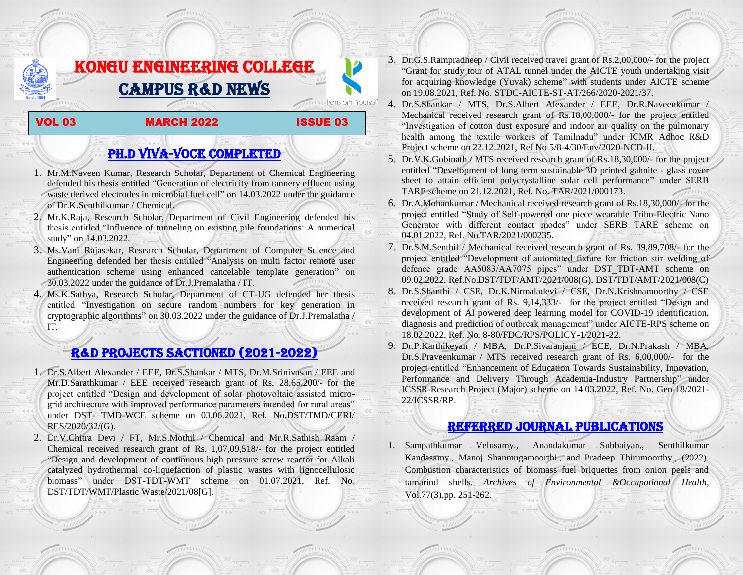# KONGU ENGINEERING COLLEGE

# CAMPUS R&D NEWS

Transform Yourself

**VOL 03 MARCH 2022 ISSUE 03**

## PH.D VIVA-VOCE COMPLETED

1. Mr.M.Naveen Kumar, Research Scholar, Department of Chemical Engineering defended his thesis entitled "Generation of electricity from tannery effluent using waste derived electrodes in microbial fuel cell" on 14.03.2022 under the guidance of Dr.K.Senthilkumar / Chemical.
2. Mr.K.Raja, Research Scholar, Department of Civil Engineering defended his thesis entitled "Influence of tunneling on existing pile foundations: A numerical study" on 14.03.2022.
3. Ms.Vani Rajasekar, Research Scholar, Department of Computer Science and Engineering defended her thesis entitled "Analysis on multi factor remote user authentication scheme using enhanced cancelable template generation" on 30.03.2022 under the guidance of Dr.J.Premalatha / IT.
4. Ms.K.Sathya, Research Scholar, Department of CT-UG defended her thesis entitled "Investigation on secure random numbers for key generation in cryptographic algorithms" on 30.03.2022 under the guidance of Dr.J.Premalatha / IT.

## R&D PROJECTS SACTIONED (2021-2022)

1. Dr.S.Albert Alexander / EEE, Dr.S.Shankar / MTS, Dr.M.Srinivasan / EEE and Mr.D.Sarathkumar / EEE received research grant of Rs. 28,65,200/- for the project entitled "Design and development of solar photovoltaic assisted micro-grid architecture with improved performance parameters intended for rural areas" under DST- TMD-WCE scheme on 03.06.2021, Ref. No.DST/TMD/CERI/ RES/2020/32/(G).
2. Dr.V.Chitra Devi / FT, Mr.S.Mothil / Chemical and Mr.R.Sathish Raam / Chemical received research grant of Rs. 1,07,09,518/- for the project entitled "Design and development of continuous high pressure screw reactor for Alkali catalyzed hydrothermal co-liquefaction of plastic wastes with lignocellulosic biomass" under DST-TDT-WMT scheme on 01.07.2021, Ref. No. DST/TDT/WMT/Plastic Waste/2021/08[G].
3. Dr.G.S.Rampradheep / Civil received travel grant of Rs.2,00,000/- for the project "Grant for study tour of ATAL tunnel under the AICTE youth undertaking visit for acquiring knowledge (Yuvak) scheme" with students under AICTE scheme on 19.08.2021, Ref. No. STDC-AICTE-ST-AT/266/2020-2021/37.
4. Dr.S.Shankar / MTS, Dr.S.Albert Alexander / EEE, Dr.R.Naveenkumar / Mechanical received research grant of Rs.18,00,000/- for the project entitled "Investigation of cotton dust exposure and indoor air quality on the pulmonary health among the textile workers of Tamilnadu" under ICMR Adhoc R&D Project scheme on 22.12.2021, Ref No 5/8-4/30/Env/2020-NCD-II.
5. Dr.V.K.Gobinath / MTS received research grant of Rs.18,30,000/- for the project entitled "Development of long term sustainable 3D printed gahnite - glass cover sheet to attain efficient polycrystalline solar cell performance" under SERB TARE scheme on 21.12.2021, Ref. No. TAR/2021/000173.
6. Dr.A.Mohankumar / Mechanical received research grant of Rs.18,30,000/- for the project entitled "Study of Self-powered one piece wearable Tribo-Electric Nano Generator with different contact modes" under SERB TARE scheme on 04.01.2022, Ref. No.TAR/2021/000235.
7. Dr.S.M.Senthil / Mechanical received research grant of Rs. 39,89,708/- for the project entitled "Development of automated fixture for friction stir welding of defence grade AA5083/AA7075 pipes" under DST_TDT-AMT scheme on 09.02.2022, Ref.No.DST/TDT/AMT/2021/008(G), DST/TDT/AMT/2021/008(C)
8. Dr.S.Shanthi / CSE, Dr.K.Nirmaladevi / CSE, Dr.N.Krishnamoorthy / CSE received research grant of Rs. 9,14,333/- for the project entitled "Design and development of AI powered deep learning model for COVID-19 identification, diagnosis and prediction of outbreak management" under AICTE-RPS scheme on 18.02.2022, Ref. No. 8-80/FDC/RPS/POLICY-1/2021-22.
9. Dr.P.Karthikeyan / MBA, Dr.P.Sivaranjani / ECE, Dr.N.Prakash / MBA, Dr.S.Praveenkumar / MTS received research grant of Rs. 6,00,000/- for the project entitled "Enhancement of Education Towards Sustainability, Innovation, Performance and Delivery Through Academia-Industry Partnership" under ICSSR-Research Project (Major) scheme on 14.03.2022, Ref. No. Gen-18/2021-22/ICSSR/RP.

## REFERRED JOURNAL PUBLICATIONS

1. Sampathkumar Velusamy., Anandakumar Subbaiyan., Senthilkumar Kandasamy., Manoj Shanmugamoorthi., and Pradeep Thirumoorthy., (2022). Combustion characteristics of biomass fuel briquettes from onion peels and tamarind shells. *Archives of Environmental &Occupational Health*, Vol.77(3),pp. 251-262.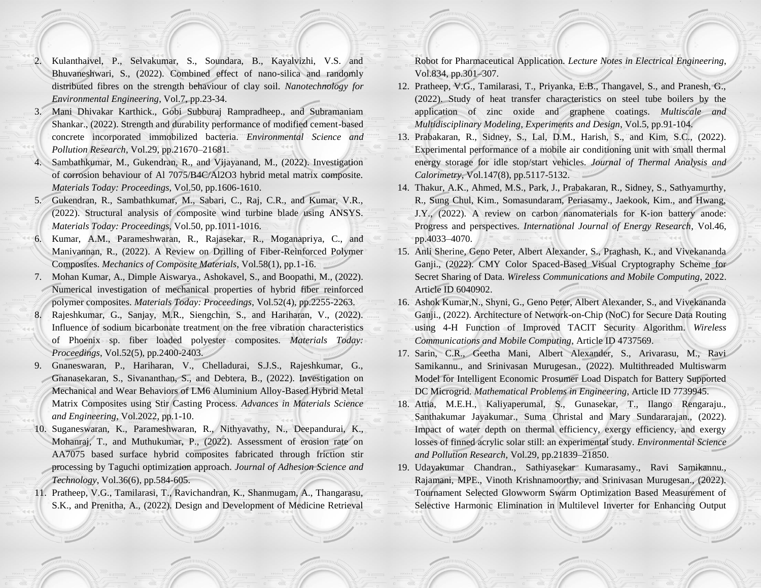2. Kulanthaivel, P., Selvakumar, S., Soundara, B., Kayalvizhi, V.S. and Bhuvaneshwari, S., (2022). Combined effect of nano-silica and randomly distributed fibres on the strength behaviour of clay soil. *Nanotechnology for Environmental Engineering*, Vol.7, pp.23-34.
3. Mani Dhivakar Karthick., Gobi Subburaj Rampradheep., and Subramaniam Shankar., (2022). Strength and durability performance of modified cement-based concrete incorporated immobilized bacteria. *Environmental Science and Pollution Research*, Vol.29, pp.21670–21681.
4. Sambathkumar, M., Gukendran, R., and Vijayanand, M., (2022). Investigation of corrosion behaviour of Al 7075/B4C/Al2O3 hybrid metal matrix composite. *Materials Today: Proceedings*, Vol.50, pp.1606-1610.
5. Gukendran, R., Sambathkumar, M., Sabari, C., Raj, C.R., and Kumar, V.R., (2022). Structural analysis of composite wind turbine blade using ANSYS. *Materials Today: Proceedings*, Vol.50, pp.1011-1016.
6. Kumar, A.M., Parameshwaran, R., Rajasekar, R., Moganapriya, C., and Manivannan, R., (2022). A Review on Drilling of Fiber-Reinforced Polymer Composites. *Mechanics of Composite Materials*, Vol.58(1), pp.1-16.
7. Mohan Kumar, A., Dimple Aiswarya., Ashokavel, S., and Boopathi, M., (2022). Numerical investigation of mechanical properties of hybrid fiber reinforced polymer composites. *Materials Today: Proceedings*, Vol.52(4), pp.2255-2263.
8. Rajeshkumar, G., Sanjay, M.R., Siengchin, S., and Hariharan, V., (2022). Influence of sodium bicarbonate treatment on the free vibration characteristics of Phoenix sp. fiber loaded polyester composites. *Materials Today: Proceedings*, Vol.52(5), pp.2400-2403.
9. Gnaneswaran, P., Hariharan, V., Chelladurai, S.J.S., Rajeshkumar, G., Gnanasekaran, S., Sivananthan, S., and Debtera, B., (2022). Investigation on Mechanical and Wear Behaviors of LM6 Aluminium Alloy-Based Hybrid Metal Matrix Composites using Stir Casting Process. *Advances in Materials Science and Engineering*, Vol.2022, pp.1-10.
10. Suganeswaran, K., Parameshwaran, R., Nithyavathy, N., Deepandurai, K., Mohanraj, T., and Muthukumar, P., (2022). Assessment of erosion rate on AA7075 based surface hybrid composites fabricated through friction stir processing by Taguchi optimization approach. *Journal of Adhesion Science and Technology*, Vol.36(6), pp.584-605.
11. Pratheep, V.G., Tamilarasi, T., Ravichandran, K., Shanmugam, A., Thangarasu, S.K., and Prenitha, A., (2022). Design and Development of Medicine Retrieval Robot for Pharmaceutical Application. *Lecture Notes in Electrical Engineering*, Vol.834, pp.301–307.
12. Pratheep, V.G., Tamilarasi, T., Priyanka, E.B., Thangavel, S., and Pranesh, G., (2022). Study of heat transfer characteristics on steel tube boilers by the application of zinc oxide and graphene coatings. *Multiscale and Multidisciplinary Modeling, Experiments and Design*, Vol.5, pp.91-104.
13. Prabakaran, R., Sidney, S., Lal, D.M., Harish, S., and Kim, S.C., (2022). Experimental performance of a mobile air conditioning unit with small thermal energy storage for idle stop/start vehicles. *Journal of Thermal Analysis and Calorimetry*, Vol.147(8), pp.5117-5132.
14. Thakur, A.K., Ahmed, M.S., Park, J., Prabakaran, R., Sidney, S., Sathyamurthy, R., Sung Chul, Kim., Somasundaram, Periasamy., Jaekook, Kim., and Hwang, J.Y., (2022). A review on carbon nanomaterials for K-ion battery anode: Progress and perspectives. *International Journal of Energy Research*, Vol.46, pp.4033–4070.
15. Anli Sherine, Geno Peter, Albert Alexander, S., Praghash, K., and Vivekananda Ganji., (2022). CMY Color Spaced-Based Visual Cryptography Scheme for Secret Sharing of Data. *Wireless Communications and Mobile Computing*, 2022. Article ID 6040902.
16. Ashok Kumar,N., Shyni, G., Geno Peter, Albert Alexander, S., and Vivekananda Ganji., (2022). Architecture of Network-on-Chip (NoC) for Secure Data Routing using 4-H Function of Improved TACIT Security Algorithm. *Wireless Communications and Mobile Computing*, Article ID 4737569.
17. Sarin, C.R., Geetha Mani, Albert Alexander, S., Arivarasu, M., Ravi Samikannu., and Srinivasan Murugesan., (2022). Multithreaded Multiswarm Model for Intelligent Economic Prosumer Load Dispatch for Battery Supported DC Microgrid. *Mathematical Problems in Engineering*, Article ID 7739945.
18. Attia, M.E.H., Kaliyaperumal, S., Gunasekar, T., Ilango Rengaraju., Santhakumar Jayakumar., Suma Christal and Mary Sundararajan., (2022). Impact of water depth on thermal efficiency, exergy efficiency, and exergy losses of finned acrylic solar still: an experimental study. *Environmental Science and Pollution Research*, Vol.29, pp.21839–21850.
19. Udayakumar Chandran., Sathiyasekar Kumarasamy., Ravi Samikannu., Rajamani, MPE., Vinoth Krishnamoorthy, and Srinivasan Murugesan., (2022). Tournament Selected Glowworm Swarm Optimization Based Measurement of Selective Harmonic Elimination in Multilevel Inverter for Enhancing Output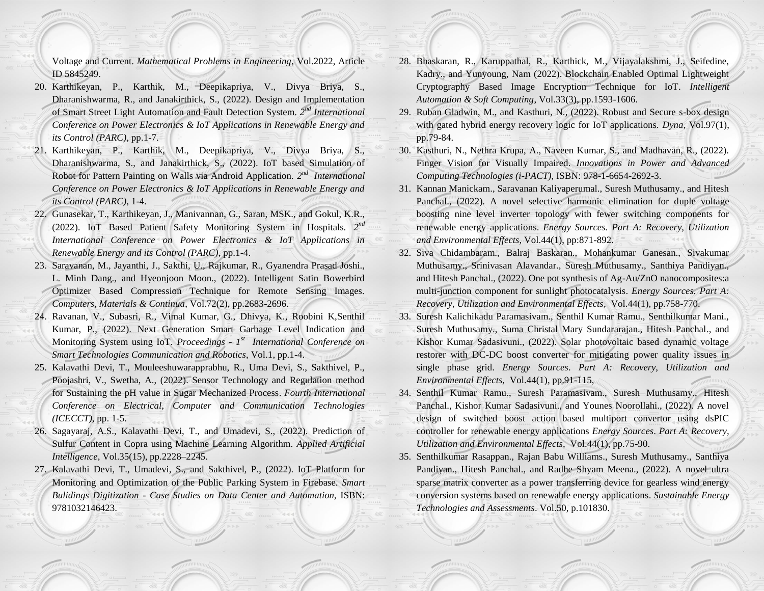Voltage and Current. *Mathematical Problems in Engineering*, Vol.2022, Article ID 5845249.

20. Karthikeyan, P., Karthik, M., Deepikapriya, V., Divya Briya, S., Dharanishwarma, R., and Janakirthick, S., (2022). Design and Implementation of Smart Street Light Automation and Fault Detection System. *2nd International Conference on Power Electronics & IoT Applications in Renewable Energy and its Control (PARC)*, pp.1-7.
21. Karthikeyan, P., Karthik, M., Deepikapriya, V., Divya Briya, S., Dharanishwarma, S., and Janakirthick, S., (2022). IoT based Simulation of Robot for Pattern Painting on Walls via Android Application. *2nd International Conference on Power Electronics & IoT Applications in Renewable Energy and its Control (PARC)*, 1-4.
22. Gunasekar, T., Karthikeyan, J., Manivannan, G., Saran, MSK., and Gokul, K.R., (2022). IoT Based Patient Safety Monitoring System in Hospitals. *2nd International Conference on Power Electronics & IoT Applications in Renewable Energy and its Control (PARC)*, pp.1-4.
23. Saravanan, M., Jayanthi, J., Sakthi, U., Rajkumar, R., Gyanendra Prasad Joshi., L. Minh Dang., and Hyeonjoon Moon., (2022). Intelligent Satin Bowerbird Optimizer Based Compression Technique for Remote Sensing Images. *Computers, Materials & Continua*, Vol.72(2), pp.2683-2696.
24. Ravanan, V., Subasri, R., Vimal Kumar, G., Dhivya, K., Roobini K,Senthil Kumar, P., (2022). Next Generation Smart Garbage Level Indication and Monitoring System using IoT. *Proceedings - 1st International Conference on Smart Technologies Communication and Robotics*, Vol.1, pp.1-4.
25. Kalavathi Devi, T., Mouleeshuwarapprabhu, R., Uma Devi, S., Sakthivel, P., Poojashri, V., Swetha, A., (2022). Sensor Technology and Regulation method for Sustaining the pH value in Sugar Mechanized Process. *Fourth International Conference on Electrical, Computer and Communication Technologies (ICECCT)*, pp. 1-5.
26. Sagayaraj, A.S., Kalavathi Devi, T., and Umadevi, S., (2022). Prediction of Sulfur Content in Copra using Machine Learning Algorithm. *Applied Artificial Intelligence*, Vol.35(15), pp.2228–2245.
27. Kalavathi Devi, T., Umadevi, S., and Sakthivel, P., (2022). IoT Platform for Monitoring and Optimization of the Public Parking System in Firebase. *Smart Bulidings Digitization - Case Studies on Data Center and Automation*, ISBN: 9781032146423.
28. Bhaskaran, R., Karuppathal, R., Karthick, M., Vijayalakshmi, J., Seifedine, Kadry., and Yunyoung, Nam (2022). Blockchain Enabled Optimal Lightweight Cryptography Based Image Encryption Technique for IoT. *Intelligent Automation & Soft Computing*, Vol.33(3), pp.1593-1606.
29. Ruban Gladwin, M., and Kasthuri, N., (2022). Robust and Secure s-box design with gated hybrid energy recovery logic for IoT applications. *Dyna*, Vol.97(1), pp.79-84.
30. Kasthuri, N., Nethra Krupa, A., Naveen Kumar, S., and Madhavan, R., (2022). Finger Vision for Visually Impaired. *Innovations in Power and Advanced Computing Technologies (i-PACT)*, ISBN: 978-1-6654-2692-3.
31. Kannan Manickam., Saravanan Kaliyaperumal., Suresh Muthusamy., and Hitesh Panchal., (2022). A novel selective harmonic elimination for duple voltage boosting nine level inverter topology with fewer switching components for renewable energy applications. *Energy Sources. Part A: Recovery, Utilization and Environmental Effects*, Vol.44(1), pp:871-892.
32. Siva Chidambaram., Balraj Baskaran., Mohankumar Ganesan., Sivakumar Muthusamy., Srinivasan Alavandar., Suresh Muthusamy., Santhiya Pandiyan., and Hitesh Panchal., (2022). One pot synthesis of Ag-Au/ZnO nanocomposites:a multi-junction component for sunlight photocatalysis. *Energy Sources. Part A: Recovery, Utilization and Environmental Effects*, Vol.44(1), pp.758-770.
33. Suresh Kalichikadu Paramasivam., Senthil Kumar Ramu., Senthilkumar Mani., Suresh Muthusamy., Suma Christal Mary Sundararajan., Hitesh Panchal., and Kishor Kumar Sadasivuni., (2022). Solar photovoltaic based dynamic voltage restorer with DC-DC boost converter for mitigating power quality issues in single phase grid. *Energy Sources. Part A: Recovery, Utilization and Environmental Effects*, Vol.44(1), pp.91-115,
34. Senthil Kumar Ramu., Suresh Paramasivam., Suresh Muthusamy., Hitesh Panchal., Kishor Kumar Sadasivuni., and Younes Noorollahi., (2022). A novel design of switched boost action based multiport convertor using dsPIC controller for renewable energy applications *Energy Sources. Part A: Recovery, Utilization and Environmental Effects*, Vol.44(1), pp.75-90.
35. Senthilkumar Rasappan., Rajan Babu Williams., Suresh Muthusamy., Santhiya Pandiyan., Hitesh Panchal., and Radhe Shyam Meena., (2022). A novel ultra sparse matrix converter as a power transferring device for gearless wind energy conversion systems based on renewable energy applications. *Sustainable Energy Technologies and Assessments*. Vol.50, p.101830.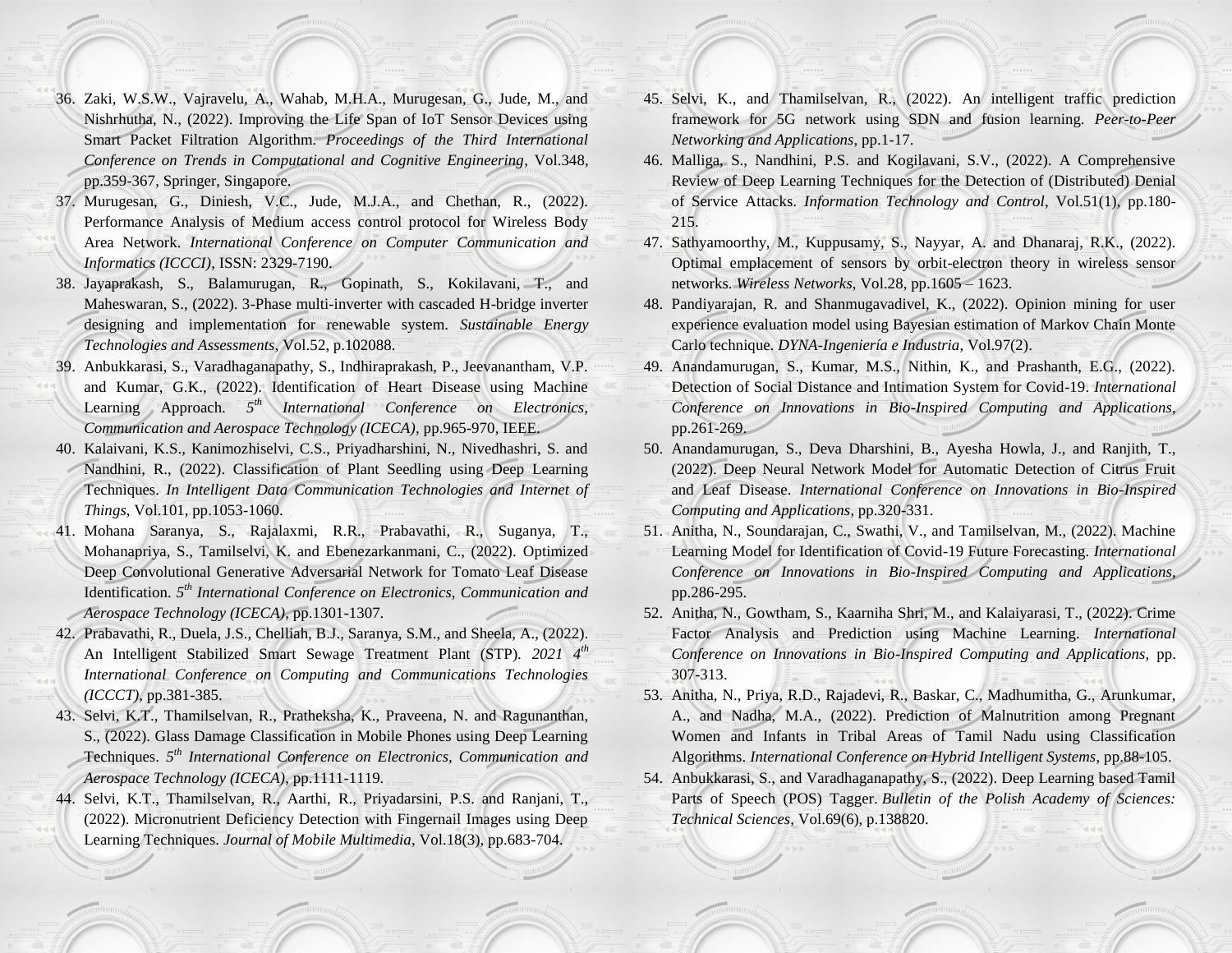36. Zaki, W.S.W., Vajravelu, A., Wahab, M.H.A., Murugesan, G., Jude, M., and Nishrhutha, N., (2022). Improving the Life Span of IoT Sensor Devices using Smart Packet Filtration Algorithm. *Proceedings of the Third International Conference on Trends in Computational and Cognitive Engineering*, Vol.348, pp.359-367, Springer, Singapore.
37. Murugesan, G., Diniesh, V.C., Jude, M.J.A., and Chethan, R., (2022). Performance Analysis of Medium access control protocol for Wireless Body Area Network. *International Conference on Computer Communication and Informatics (ICCCI)*, ISSN: 2329-7190.
38. Jayaprakash, S., Balamurugan, R., Gopinath, S., Kokilavani, T., and Maheswaran, S., (2022). 3-Phase multi-inverter with cascaded H-bridge inverter designing and implementation for renewable system. *Sustainable Energy Technologies and Assessments*, Vol.52, p.102088.
39. Anbukkarasi, S., Varadhaganapathy, S., Indhiraprakash, P., Jeevanantham, V.P. and Kumar, G.K., (2022). Identification of Heart Disease using Machine Learning Approach. *5th International Conference on Electronics, Communication and Aerospace Technology (ICECA)*, pp.965-970, IEEE.
40. Kalaivani, K.S., Kanimozhiselvi, C.S., Priyadharshini, N., Nivedhashri, S. and Nandhini, R., (2022). Classification of Plant Seedling using Deep Learning Techniques. *In Intelligent Data Communication Technologies and Internet of Things*, Vol.101, pp.1053-1060.
41. Mohana Saranya, S., Rajalaxmi, R.R., Prabavathi, R., Suganya, T., Mohanapriya, S., Tamilselvi, K. and Ebenezarkanmani, C., (2022). Optimized Deep Convolutional Generative Adversarial Network for Tomato Leaf Disease Identification. *5th International Conference on Electronics, Communication and Aerospace Technology (ICECA)*, pp.1301-1307.
42. Prabavathi, R., Duela, J.S., Chelliah, B.J., Saranya, S.M., and Sheela, A., (2022). An Intelligent Stabilized Smart Sewage Treatment Plant (STP). *2021 4th International Conference on Computing and Communications Technologies (ICCCT)*, pp.381-385.
43. Selvi, K.T., Thamilselvan, R., Pratheksha, K., Praveena, N. and Ragunanthan, S., (2022). Glass Damage Classification in Mobile Phones using Deep Learning Techniques. *5th International Conference on Electronics, Communication and Aerospace Technology (ICECA)*, pp.1111-1119.
44. Selvi, K.T., Thamilselvan, R., Aarthi, R., Priyadarsini, P.S. and Ranjani, T., (2022). Micronutrient Deficiency Detection with Fingernail Images using Deep Learning Techniques. *Journal of Mobile Multimedia*, Vol.18(3), pp.683-704.
45. Selvi, K., and Thamilselvan, R., (2022). An intelligent traffic prediction framework for 5G network using SDN and fusion learning. *Peer-to-Peer Networking and Applications*, pp.1-17.
46. Malliga, S., Nandhini, P.S. and Kogilavani, S.V., (2022). A Comprehensive Review of Deep Learning Techniques for the Detection of (Distributed) Denial of Service Attacks. *Information Technology and Control*, Vol.51(1), pp.180-215.
47. Sathyamoorthy, M., Kuppusamy, S., Nayyar, A. and Dhanaraj, R.K., (2022). Optimal emplacement of sensors by orbit-electron theory in wireless sensor networks. *Wireless Networks*, Vol.28, pp.1605 – 1623.
48. Pandiyarajan, R. and Shanmugavadivel, K., (2022). Opinion mining for user experience evaluation model using Bayesian estimation of Markov Chain Monte Carlo technique. *DYNA-Ingeniería e Industria*, Vol.97(2).
49. Anandamurugan, S., Kumar, M.S., Nithin, K., and Prashanth, E.G., (2022). Detection of Social Distance and Intimation System for Covid-19. *International Conference on Innovations in Bio-Inspired Computing and Applications*, pp.261-269.
50. Anandamurugan, S., Deva Dharshini, B., Ayesha Howla, J., and Ranjith, T., (2022). Deep Neural Network Model for Automatic Detection of Citrus Fruit and Leaf Disease. *International Conference on Innovations in Bio-Inspired Computing and Applications*, pp.320-331.
51. Anitha, N., Soundarajan, C., Swathi, V., and Tamilselvan, M., (2022). Machine Learning Model for Identification of Covid-19 Future Forecasting. *International Conference on Innovations in Bio-Inspired Computing and Applications*, pp.286-295.
52. Anitha, N., Gowtham, S., Kaarniha Shri, M., and Kalaiyarasi, T., (2022). Crime Factor Analysis and Prediction using Machine Learning. *International Conference on Innovations in Bio-Inspired Computing and Applications*, pp. 307-313.
53. Anitha, N., Priya, R.D., Rajadevi, R., Baskar, C., Madhumitha, G., Arunkumar, A., and Nadha, M.A., (2022). Prediction of Malnutrition among Pregnant Women and Infants in Tribal Areas of Tamil Nadu using Classification Algorithms. *International Conference on Hybrid Intelligent Systems*, pp.88-105.
54. Anbukkarasi, S., and Varadhaganapathy, S., (2022). Deep Learning based Tamil Parts of Speech (POS) Tagger. *Bulletin of the Polish Academy of Sciences: Technical Sciences*, Vol.69(6), p.138820.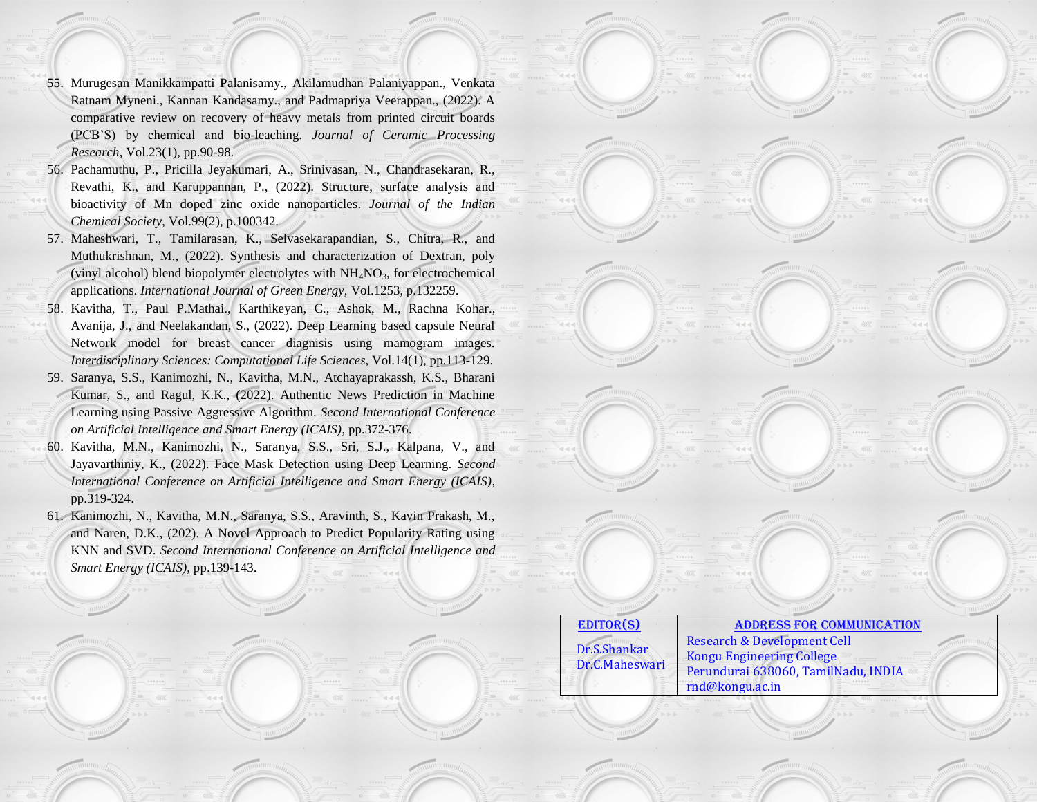55. Murugesan Manikkampatti Palanisamy., Akilamudhan Palaniyappan., Venkata Ratnam Myneni., Kannan Kandasamy., and Padmapriya Veerappan., (2022). A comparative review on recovery of heavy metals from printed circuit boards (PCB'S) by chemical and bio-leaching. *Journal of Ceramic Processing Research*, Vol.23(1), pp.90-98.
56. Pachamuthu, P., Pricilla Jeyakumari, A., Srinivasan, N., Chandrasekaran, R., Revathi, K., and Karuppannan, P., (2022). Structure, surface analysis and bioactivity of Mn doped zinc oxide nanoparticles. *Journal of the Indian Chemical Society*, Vol.99(2), p.100342.
57. Maheshwari, T., Tamilarasan, K., Selvasekarapandian, S., Chitra, R., and Muthukrishnan, M., (2022). Synthesis and characterization of Dextran, poly (vinyl alcohol) blend biopolymer electrolytes with $NH_4NO_3$, for electrochemical applications. *International Journal of Green Energy*, Vol.1253, p.132259.
58. Kavitha, T., Paul P.Mathai., Karthikeyan, C., Ashok, M., Rachna Kohar., Avanija, J., and Neelakandan, S., (2022). Deep Learning based capsule Neural Network model for breast cancer diagnisis using mamogram images. *Interdisciplinary Sciences: Computational Life Sciences*, Vol.14(1), pp.113-129.
59. Saranya, S.S., Kanimozhi, N., Kavitha, M.N., Atchayaprakassh, K.S., Bharani Kumar, S., and Ragul, K.K., (2022). Authentic News Prediction in Machine Learning using Passive Aggressive Algorithm. *Second International Conference on Artificial Intelligence and Smart Energy (ICAIS)*, pp.372-376.
60. Kavitha, M.N., Kanimozhi, N., Saranya, S.S., Sri, S.J., Kalpana, V., and Jayavarthiniy, K., (2022). Face Mask Detection using Deep Learning. *Second International Conference on Artificial Intelligence and Smart Energy (ICAIS)*, pp.319-324.
61. Kanimozhi, N., Kavitha, M.N., Saranya, S.S., Aravinth, S., Kavin Prakash, M., and Naren, D.K., (202). A Novel Approach to Predict Popularity Rating using KNN and SVD. *Second International Conference on Artificial Intelligence and Smart Energy (ICAIS)*, pp.139-143.

| EDITOR(S) | ADDRESS FOR COMMUNICATION |
|---|---|
| Dr.S.Shankar<br>Dr.C.Maheswari | Research & Development Cell<br>Kongu Engineering College<br>Perundurai 638060, TamilNadu, INDIA<br>rnd@kongu.ac.in |